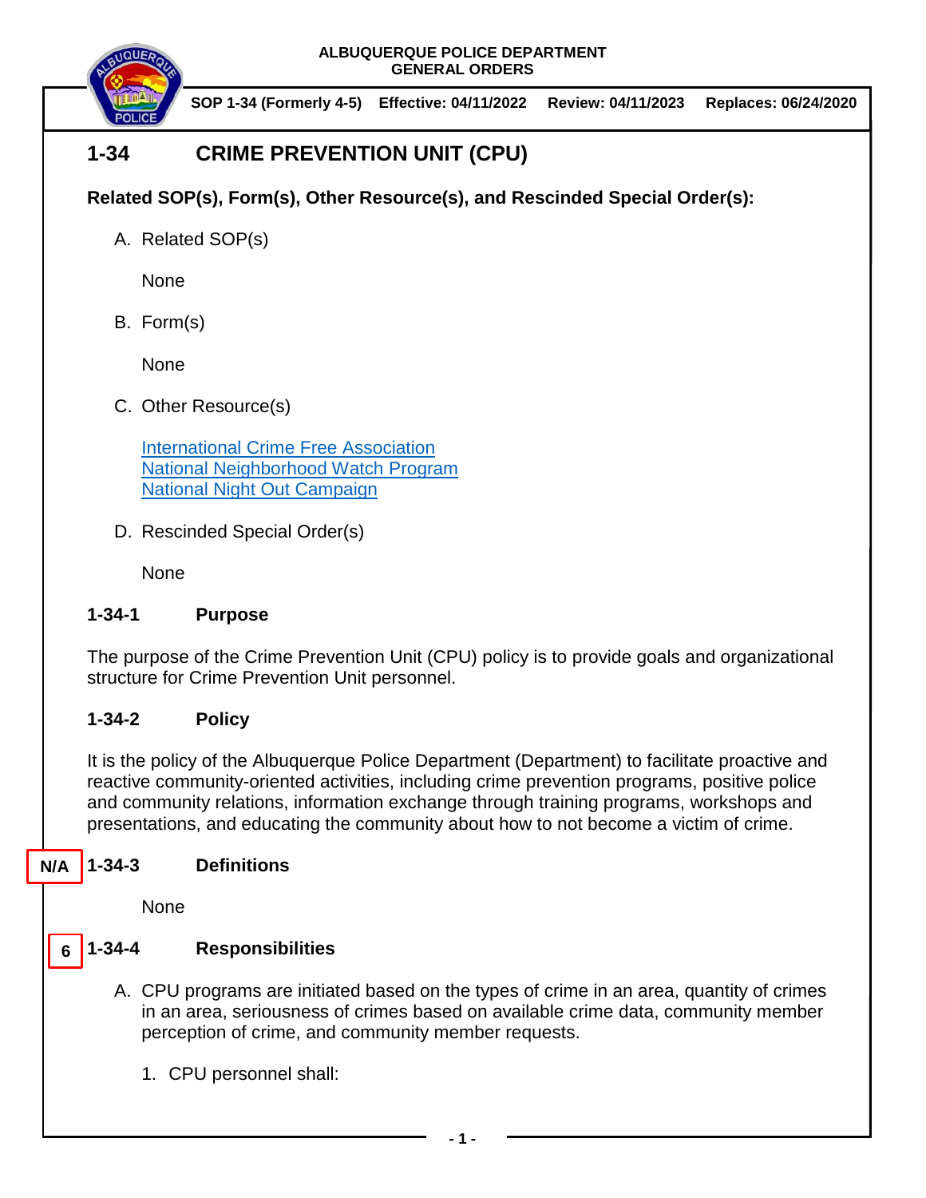ALBUQUERQUE POLICE DEPARTMENT
GENERAL ORDERS

**SOP 1-34 (Formerly 4-5) Effective: 04/11/2022 Review: 04/11/2023 Replaces: 06/24/2020**

# 1-34 CRIME PREVENTION UNIT (CPU)

**Related SOP(s), Form(s), Other Resource(s), and Rescinded Special Order(s):**

A. Related SOP(s)

None

B. Form(s)

None

C. Other Resource(s)

International Crime Free Association
National Neighborhood Watch Program
National Night Out Campaign

D. Rescinded Special Order(s)

None

## 1-34-1 Purpose

The purpose of the Crime Prevention Unit (CPU) policy is to provide goals and organizational structure for Crime Prevention Unit personnel.

## 1-34-2 Policy

It is the policy of the Albuquerque Police Department (Department) to facilitate proactive and reactive community-oriented activities, including crime prevention programs, positive police and community relations, information exchange through training programs, workshops and presentations, and educating the community about how to not become a victim of crime.

## N/A 1-34-3 Definitions

None

## 6 1-34-4 Responsibilities

A. CPU programs are initiated based on the types of crime in an area, quantity of crimes in an area, seriousness of crimes based on available crime data, community member perception of crime, and community member requests.

1. CPU personnel shall: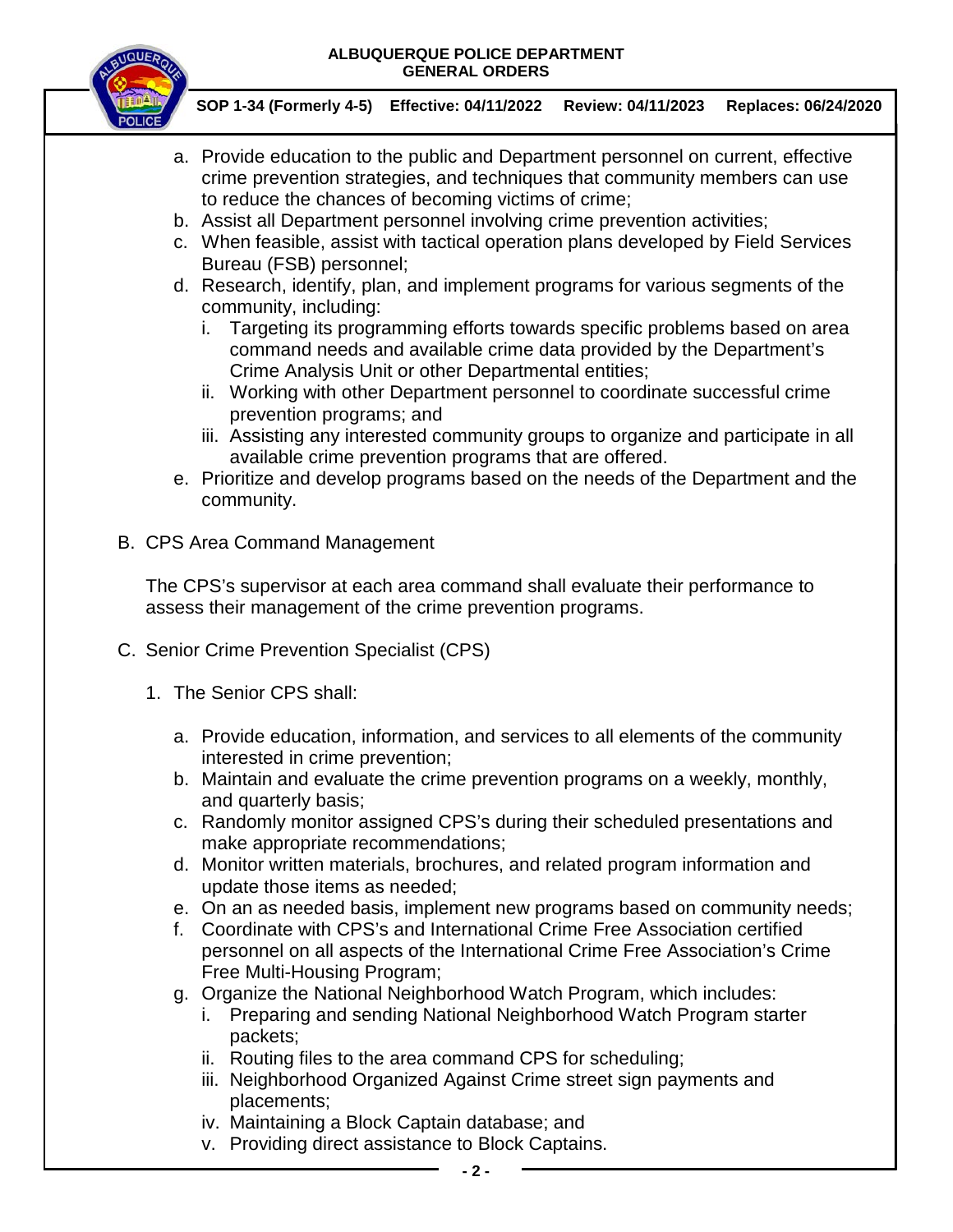a. Provide education to the public and Department personnel on current, effective crime prevention strategies, and techniques that community members can use to reduce the chances of becoming victims of crime;
b. Assist all Department personnel involving crime prevention activities;
c. When feasible, assist with tactical operation plans developed by Field Services Bureau (FSB) personnel;
d. Research, identify, plan, and implement programs for various segments of the community, including:
   i. Targeting its programming efforts towards specific problems based on area command needs and available crime data provided by the Department's Crime Analysis Unit or other Departmental entities;
   ii. Working with other Department personnel to coordinate successful crime prevention programs; and
   iii. Assisting any interested community groups to organize and participate in all available crime prevention programs that are offered.
e. Prioritize and develop programs based on the needs of the Department and the community.

B. CPS Area Command Management

The CPS's supervisor at each area command shall evaluate their performance to assess their management of the crime prevention programs.

C. Senior Crime Prevention Specialist (CPS)

1. The Senior CPS shall:

   a. Provide education, information, and services to all elements of the community interested in crime prevention;
   b. Maintain and evaluate the crime prevention programs on a weekly, monthly, and quarterly basis;
   c. Randomly monitor assigned CPS's during their scheduled presentations and make appropriate recommendations;
   d. Monitor written materials, brochures, and related program information and update those items as needed;
   e. On an as needed basis, implement new programs based on community needs;
   f. Coordinate with CPS's and International Crime Free Association certified personnel on all aspects of the International Crime Free Association's Crime Free Multi-Housing Program;
   g. Organize the National Neighborhood Watch Program, which includes:
      i. Preparing and sending National Neighborhood Watch Program starter packets;
      ii. Routing files to the area command CPS for scheduling;
      iii. Neighborhood Organized Against Crime street sign payments and placements;
      iv. Maintaining a Block Captain database; and
      v. Providing direct assistance to Block Captains.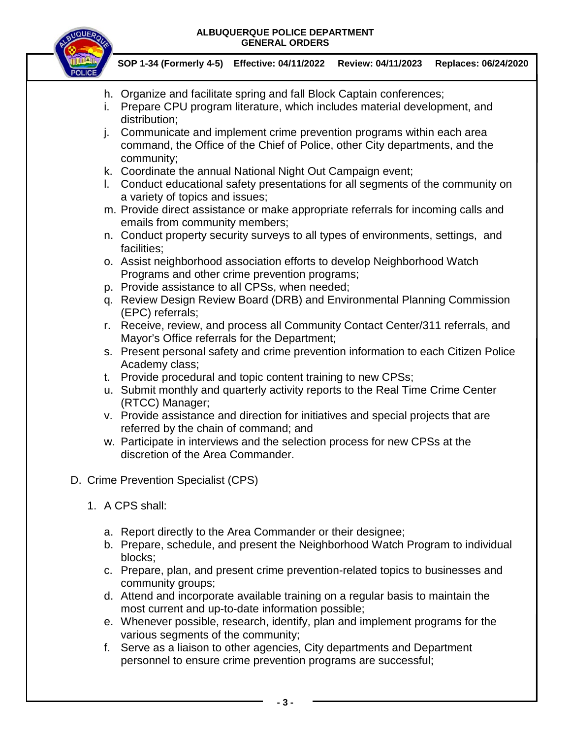h. Organize and facilitate spring and fall Block Captain conferences;
i. Prepare CPU program literature, which includes material development, and distribution;
j. Communicate and implement crime prevention programs within each area command, the Office of the Chief of Police, other City departments, and the community;
k. Coordinate the annual National Night Out Campaign event;
l. Conduct educational safety presentations for all segments of the community on a variety of topics and issues;
m. Provide direct assistance or make appropriate referrals for incoming calls and emails from community members;
n. Conduct property security surveys to all types of environments, settings, and facilities;
o. Assist neighborhood association efforts to develop Neighborhood Watch Programs and other crime prevention programs;
p. Provide assistance to all CPSs, when needed;
q. Review Design Review Board (DRB) and Environmental Planning Commission (EPC) referrals;
r. Receive, review, and process all Community Contact Center/311 referrals, and Mayor's Office referrals for the Department;
s. Present personal safety and crime prevention information to each Citizen Police Academy class;
t. Provide procedural and topic content training to new CPSs;
u. Submit monthly and quarterly activity reports to the Real Time Crime Center (RTCC) Manager;
v. Provide assistance and direction for initiatives and special projects that are referred by the chain of command; and
w. Participate in interviews and the selection process for new CPSs at the discretion of the Area Commander.

D. Crime Prevention Specialist (CPS)

1. A CPS shall:

a. Report directly to the Area Commander or their designee;
b. Prepare, schedule, and present the Neighborhood Watch Program to individual blocks;
c. Prepare, plan, and present crime prevention-related topics to businesses and community groups;
d. Attend and incorporate available training on a regular basis to maintain the most current and up-to-date information possible;
e. Whenever possible, research, identify, plan and implement programs for the various segments of the community;
f. Serve as a liaison to other agencies, City departments and Department personnel to ensure crime prevention programs are successful;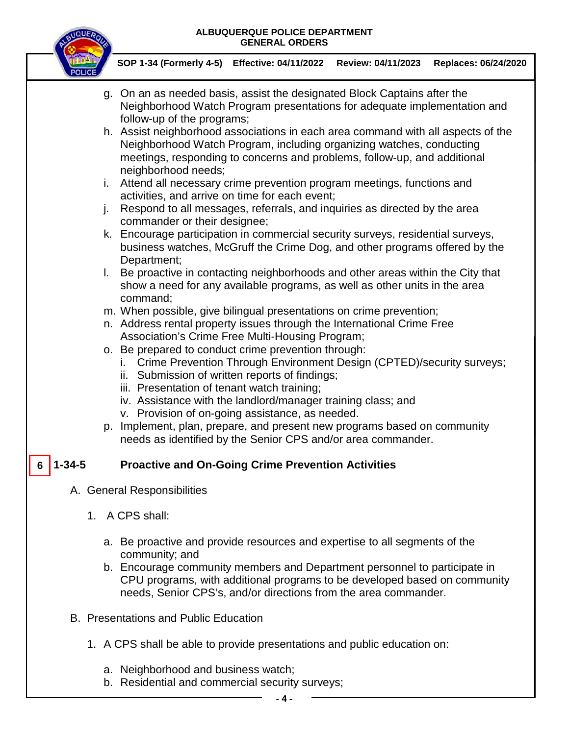g. On an as needed basis, assist the designated Block Captains after the Neighborhood Watch Program presentations for adequate implementation and follow-up of the programs;
h. Assist neighborhood associations in each area command with all aspects of the Neighborhood Watch Program, including organizing watches, conducting meetings, responding to concerns and problems, follow-up, and additional neighborhood needs;
i. Attend all necessary crime prevention program meetings, functions and activities, and arrive on time for each event;
j. Respond to all messages, referrals, and inquiries as directed by the area commander or their designee;
k. Encourage participation in commercial security surveys, residential surveys, business watches, McGruff the Crime Dog, and other programs offered by the Department;
l. Be proactive in contacting neighborhoods and other areas within the City that show a need for any available programs, as well as other units in the area command;
m. When possible, give bilingual presentations on crime prevention;
n. Address rental property issues through the International Crime Free Association's Crime Free Multi-Housing Program;
o. Be prepared to conduct crime prevention through:
   i. Crime Prevention Through Environment Design (CPTED)/security surveys;
   ii. Submission of written reports of findings;
   iii. Presentation of tenant watch training;
   iv. Assistance with the landlord/manager training class; and
   v. Provision of on-going assistance, as needed.
p. Implement, plan, prepare, and present new programs based on community needs as identified by the Senior CPS and/or area commander.

## 6 1-34-5 Proactive and On-Going Crime Prevention Activities

A. General Responsibilities

1. A CPS shall:

   a. Be proactive and provide resources and expertise to all segments of the community; and
   b. Encourage community members and Department personnel to participate in CPU programs, with additional programs to be developed based on community needs, Senior CPS's, and/or directions from the area commander.

B. Presentations and Public Education

1. A CPS shall be able to provide presentations and public education on:

   a. Neighborhood and business watch;
   b. Residential and commercial security surveys;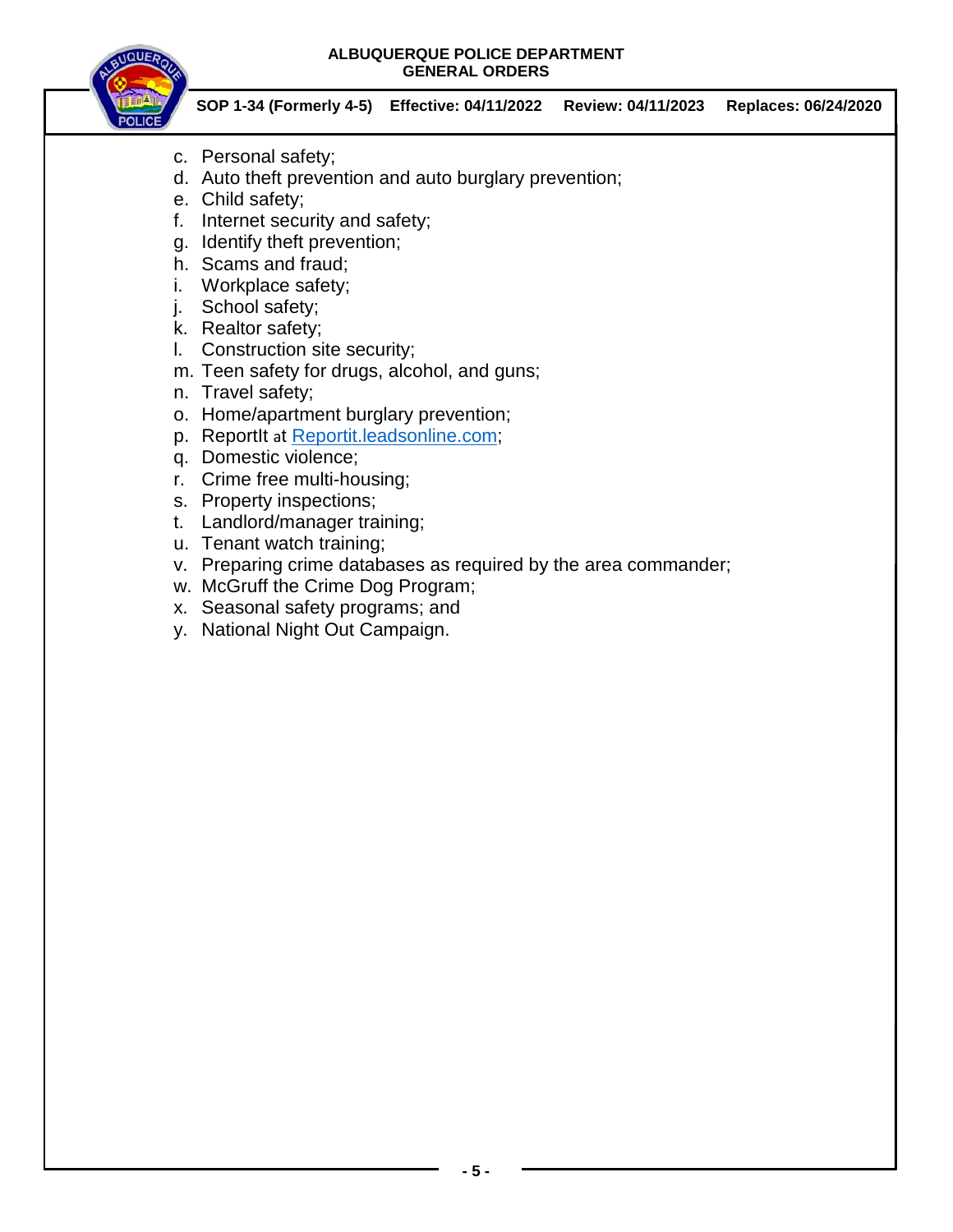c. Personal safety;
d. Auto theft prevention and auto burglary prevention;
e. Child safety;
f. Internet security and safety;
g. Identify theft prevention;
h. Scams and fraud;
i. Workplace safety;
j. School safety;
k. Realtor safety;
l. Construction site security;
m. Teen safety for drugs, alcohol, and guns;
n. Travel safety;
o. Home/apartment burglary prevention;
p. ReportIt at [Reportit.leadsonline.com](Reportit.leadsonline.com);
q. Domestic violence;
r. Crime free multi-housing;
s. Property inspections;
t. Landlord/manager training;
u. Tenant watch training;
v. Preparing crime databases as required by the area commander;
w. McGruff the Crime Dog Program;
x. Seasonal safety programs; and
y. National Night Out Campaign.